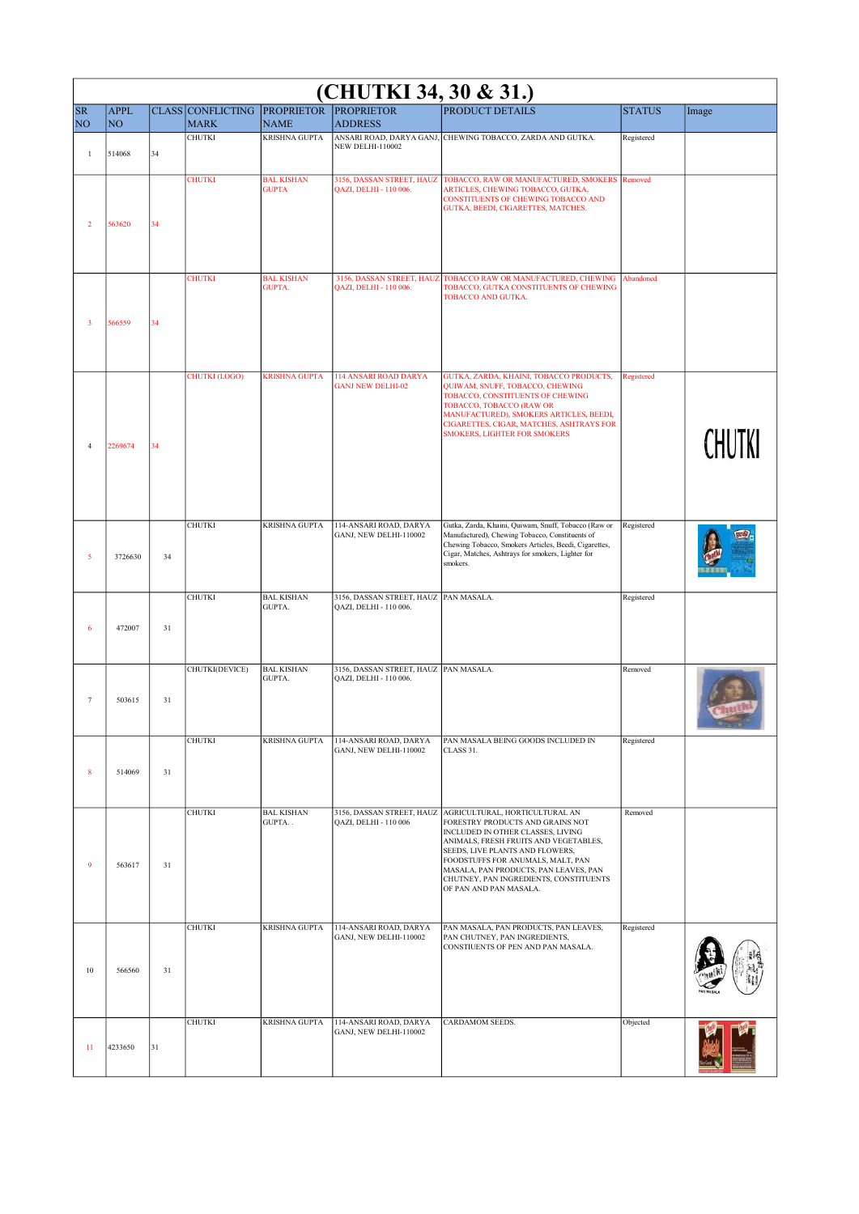# (CHUTKI 34, 30 & 31.)

| SR NO | APPL NO | CLASS | CONFLICTING MARK | PROPRIETOR NAME | PROPRIETOR ADDRESS | PRODUCT DETAILS | STATUS | Image |
|---|---|---|---|---|---|---|---|---|
| 1 | 514068 | 34 | CHUTKI | KRISHNA GUPTA | ANSARI ROAD, DARYA GANJ, NEW DELHI-110002 | CHEWING TOBACCO, ZARDA AND GUTKA. | Registered | |
| 2 | 563620 | 34 | CHUTKI | BAL KISHAN GUPTA | 3156, DASSAN STREET, HAUZ QAZI, DELHI - 110 006. | TOBACCO, RAW OR MANUFACTURED, SMOKERS ARTICLES, CHEWING TOBACCO, GUTKA, CONSTITUENTS OF CHEWING TOBACCO AND GUTKA, BEEDI, CIGARETTES, MATCHES. | Removed | |
| 3 | 566559 | 34 | CHUTKI | BAL KISHAN GUPTA. | 3156, DASSAN STREET, HAUZ QAZI, DELHI - 110 006. | TOBACCO RAW OR MANUFACTURED, CHEWING TOBACCO, GUTKA CONSTITUENTS OF CHEWING TOBACCO AND GUTKA. | Abandoned | |
| 4 | 2269674 | 34 | CHUTKI (LOGO) | KRISHNA GUPTA | 114 ANSARI ROAD DARYA GANJ NEW DELHI-02 | GUTKA, ZARDA, KHAINI, TOBACCO PRODUCTS, QUIWAM, SNUFF, TOBACCO, CHEWING TOBACCO, CONSTITUENTS OF CHEWING TOBACCO, TOBACCO (RAW OR MANUFACTURED), SMOKERS ARTICLES, BEEDI, CIGARETTES, CIGAR, MATCHES, ASHTRAYS FOR SMOKERS, LIGHTER FOR SMOKERS | Registered | CHUTKI |
| 5 | 3726630 | 34 | CHUTKI | KRISHNA GUPTA | 114-ANSARI ROAD, DARYA GANJ, NEW DELHI-110002 | Gutka, Zarda, Khaini, Quiwam, Snuff, Tobacco (Raw or Manufactured), Chewing Tobacco, Constituents of Chewing Tobacco, Smokers Articles, Beedi, Cigarettes, Cigar, Matches, Ashtrays for smokers, Lighter for smokers. | Registered | |
| 6 | 472007 | 31 | CHUTKI | BAL KISHAN GUPTA. | 3156, DASSAN STREET, HAUZ QAZI, DELHI - 110 006. | PAN MASALA. | Registered | |
| 7 | 503615 | 31 | CHUTKI(DEVICE) | BAL KISHAN GUPTA. | 3156, DASSAN STREET, HAUZ QAZI, DELHI - 110 006. | PAN MASALA. | Removed | |
| 8 | 514069 | 31 | CHUTKI | KRISHNA GUPTA | 114-ANSARI ROAD, DARYA GANJ, NEW DELHI-110002 | PAN MASALA BEING GOODS INCLUDED IN CLASS 31. | Registered | |
| 9 | 563617 | 31 | CHUTKI | BAL KISHAN GUPTA. . | 3156, DASSAN STREET, HAUZ QAZI, DELHI - 110 006 | AGRICULTURAL, HORTICULTURAL AN FORESTRY PRODUCTS AND GRAINS NOT INCLUDED IN OTHER CLASSES, LIVING ANIMALS, FRESH FRUITS AND VEGETABLES, SEEDS, LIVE PLANTS AND FLOWERS, FOODSTUFFS FOR ANUMALS, MALT, PAN MASALA, PAN PRODUCTS, PAN LEAVES, PAN CHUTNEY, PAN INGREDIENTS, CONSTITUENTS OF PAN AND PAN MASALA. | Removed | |
| 10 | 566560 | 31 | CHUTKI | KRISHNA GUPTA | 114-ANSARI ROAD, DARYA GANJ, NEW DELHI-110002 | PAN MASALA, PAN PRODUCTS, PAN LEAVES, PAN CHUTNEY, PAN INGREDIENTS, CONSTIUENTS OF PEN AND PAN MASALA. | Registered | |
| 11 | 4233650 | 31 | CHUTKI | KRISHNA GUPTA | 114-ANSARI ROAD, DARYA GANJ, NEW DELHI-110002 | CARDAMOM SEEDS. | Objected | |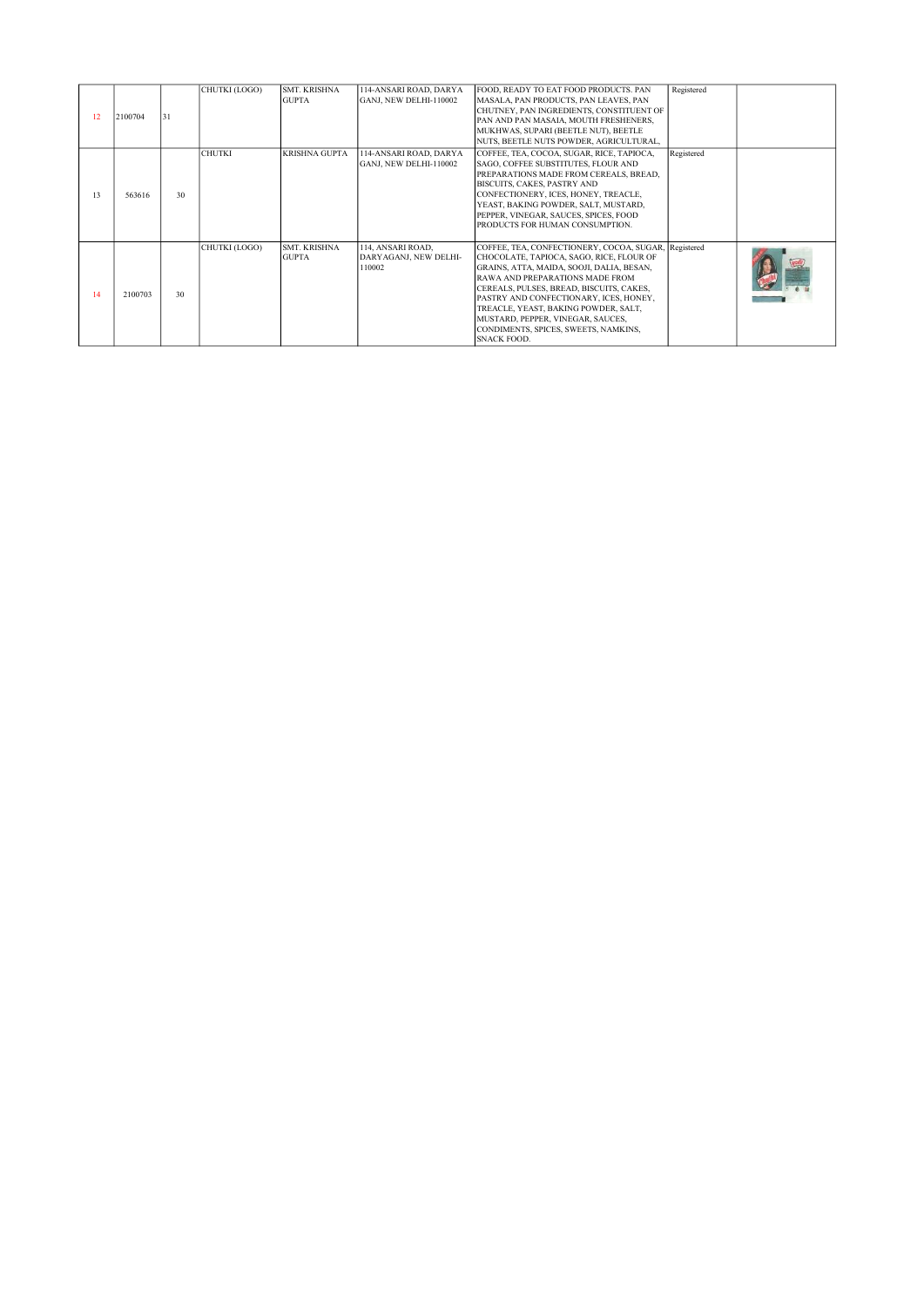| | | | | | | | | |
|---|---|---|---|---|---|---|---|---|
| 12 | 2100704 | 31 | CHUTKI (LOGO) | SMT. KRISHNA GUPTA | 114-ANSARI ROAD, DARYA GANJ, NEW DELHI-110002 | FOOD, READY TO EAT FOOD PRODUCTS. PAN MASALA, PAN PRODUCTS, PAN LEAVES, PAN CHUTNEY, PAN INGREDIENTS, CONSTITUENT OF PAN AND PAN MASAIA, MOUTH FRESHENERS, MUKHWAS, SUPARI (BEETLE NUT), BEETLE NUTS, BEETLE NUTS POWDER, AGRICULTURAL, | Registered | |
| 13 | 563616 | 30 | CHUTKI | KRISHNA GUPTA | 114-ANSARI ROAD, DARYA GANJ, NEW DELHI-110002 | COFFEE, TEA, COCOA, SUGAR, RICE, TAPIOCA, SAGO, COFFEE SUBSTITUTES, FLOUR AND PREPARATIONS MADE FROM CEREALS, BREAD, BISCUITS, CAKES, PASTRY AND CONFECTIONERY, ICES, HONEY, TREACLE, YEAST, BAKING POWDER, SALT, MUSTARD, PEPPER, VINEGAR, SAUCES, SPICES, FOOD PRODUCTS FOR HUMAN CONSUMPTION. | Registered | |
| 14 | 2100703 | 30 | CHUTKI (LOGO) | SMT. KRISHNA GUPTA | 114, ANSARI ROAD, DARYAGANJ, NEW DELHI-110002 | COFFEE, TEA, CONFECTIONERY, COCOA, SUGAR, CHOCOLATE, TAPIOCA, SAGO, RICE, FLOUR OF GRAINS, ATTA, MAIDA, SOOJI, DALIA, BESAN, RAWA AND PREPARATIONS MADE FROM CEREALS, PULSES, BREAD, BISCUITS, CAKES, PASTRY AND CONFECTIONARY, ICES, HONEY, TREACLE, YEAST, BAKING POWDER, SALT, MUSTARD, PEPPER, VINEGAR, SAUCES, CONDIMENTS, SPICES, SWEETS, NAMKINS, SNACK FOOD. | Registered | |